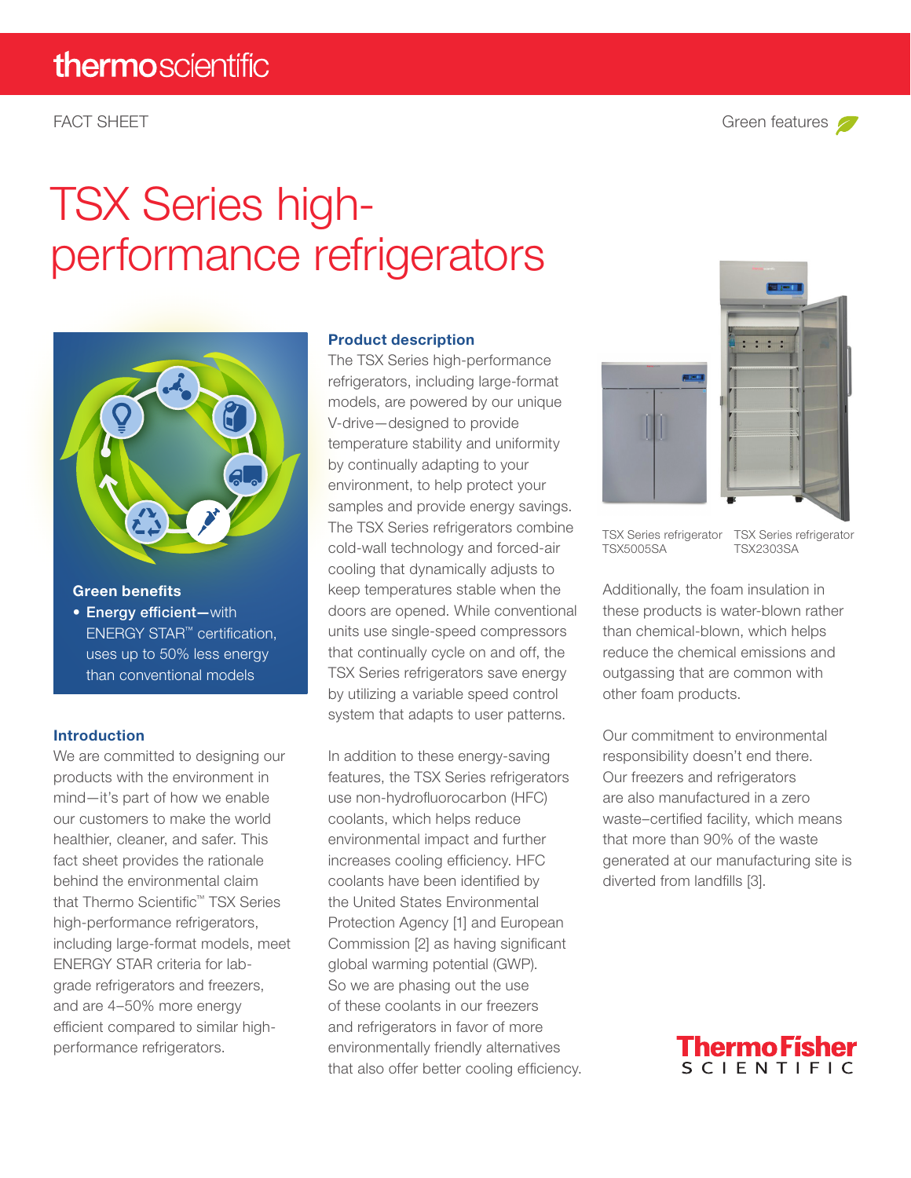thermoscientific

FACT SHEET

Green features

# TSX Series high-performance refrigerators

**Green benefits**

- **Energy efficient—**with ENERGY STAR™ certification, uses up to 50% less energy than conventional models

## Introduction

We are committed to designing our products with the environment in mind—it's part of how we enable our customers to make the world healthier, cleaner, and safer. This fact sheet provides the rationale behind the environmental claim that Thermo Scientific™ TSX Series high-performance refrigerators, including large-format models, meet ENERGY STAR criteria for lab-grade refrigerators and freezers, and are 4–50% more energy efficient compared to similar high-performance refrigerators.

## Product description

The TSX Series high-performance refrigerators, including large-format models, are powered by our unique V-drive—designed to provide temperature stability and uniformity by continually adapting to your environment, to help protect your samples and provide energy savings. The TSX Series refrigerators combine cold-wall technology and forced-air cooling that dynamically adjusts to keep temperatures stable when the doors are opened. While conventional units use single-speed compressors that continually cycle on and off, the TSX Series refrigerators save energy by utilizing a variable speed control system that adapts to user patterns.

In addition to these energy-saving features, the TSX Series refrigerators use non-hydrofluorocarbon (HFC) coolants, which helps reduce environmental impact and further increases cooling efficiency. HFC coolants have been identified by the United States Environmental Protection Agency [1] and European Commission [2] as having significant global warming potential (GWP). So we are phasing out the use of these coolants in our freezers and refrigerators in favor of more environmentally friendly alternatives that also offer better cooling efficiency.

TSX Series refrigerator TSX5005SA

TSX Series refrigerator TSX2303SA

Additionally, the foam insulation in these products is water-blown rather than chemical-blown, which helps reduce the chemical emissions and outgassing that are common with other foam products.

Our commitment to environmental responsibility doesn't end there. Our freezers and refrigerators are also manufactured in a zero waste–certified facility, which means that more than 90% of the waste generated at our manufacturing site is diverted from landfills [3].

ThermoFisher SCIENTIFIC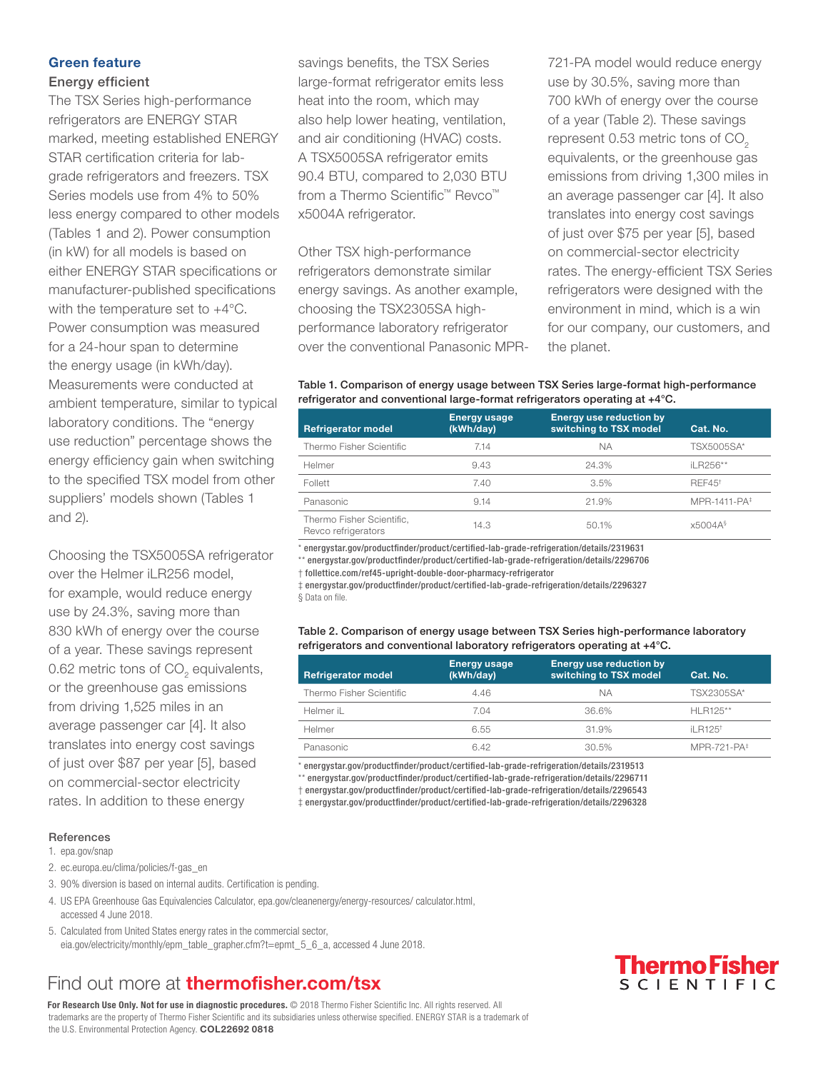## Green feature

### Energy efficient

The TSX Series high-performance refrigerators are ENERGY STAR marked, meeting established ENERGY STAR certification criteria for lab-grade refrigerators and freezers. TSX Series models use from 4% to 50% less energy compared to other models (Tables 1 and 2). Power consumption (in kW) for all models is based on either ENERGY STAR specifications or manufacturer-published specifications with the temperature set to +4°C. Power consumption was measured for a 24-hour span to determine the energy usage (in kWh/day). Measurements were conducted at ambient temperature, similar to typical laboratory conditions. The "energy use reduction" percentage shows the energy efficiency gain when switching to the specified TSX model from other suppliers' models shown (Tables 1 and 2).

Choosing the TSX5005SA refrigerator over the Helmer iLR256 model, for example, would reduce energy use by 24.3%, saving more than 830 kWh of energy over the course of a year. These savings represent 0.62 metric tons of $CO_2$ equivalents, or the greenhouse gas emissions from driving 1,525 miles in an average passenger car [4]. It also translates into energy cost savings of just over $87 per year [5], based on commercial-sector electricity rates. In addition to these energy savings benefits, the TSX Series large-format refrigerator emits less heat into the room, which may also help lower heating, ventilation, and air conditioning (HVAC) costs. A TSX5005SA refrigerator emits 90.4 BTU, compared to 2,030 BTU from a Thermo Scientific™ Revco™ x5004A refrigerator.

Other TSX high-performance refrigerators demonstrate similar energy savings. As another example, choosing the TSX2305SA high-performance laboratory refrigerator over the conventional Panasonic MPR-721-PA model would reduce energy use by 30.5%, saving more than 700 kWh of energy over the course of a year (Table 2). These savings represent 0.53 metric tons of $CO_2$ equivalents, or the greenhouse gas emissions from driving 1,300 miles in an average passenger car [4]. It also translates into energy cost savings of just over $75 per year [5], based on commercial-sector electricity rates. The energy-efficient TSX Series refrigerators were designed with the environment in mind, which is a win for our company, our customers, and the planet.

**Table 1. Comparison of energy usage between TSX Series large-format high-performance refrigerator and conventional large-format refrigerators operating at +4°C.**

| Refrigerator model | Energy usage (kWh/day) | Energy use reduction by switching to TSX model | Cat. No. |
|---|---|---|---|
| Thermo Fisher Scientific | 7.14 | NA | TSX5005SA* |
| Helmer | 9.43 | 24.3% | iLR256** |
| Follett | 7.40 | 3.5% | REF45† |
| Panasonic | 9.14 | 21.9% | MPR-1411-PA‡ |
| Thermo Fisher Scientific, Revco refrigerators | 14.3 | 50.1% | x5004A§ |

\* energystar.gov/productfinder/product/certified-lab-grade-refrigeration/details/2319631
\** energystar.gov/productfinder/product/certified-lab-grade-refrigeration/details/2296706
† follettice.com/ref45-upright-double-door-pharmacy-refrigerator
‡ energystar.gov/productfinder/product/certified-lab-grade-refrigeration/details/2296327
§ Data on file.

**Table 2. Comparison of energy usage between TSX Series high-performance laboratory refrigerators and conventional laboratory refrigerators operating at +4°C.**

| Refrigerator model | Energy usage (kWh/day) | Energy use reduction by switching to TSX model | Cat. No. |
|---|---|---|---|
| Thermo Fisher Scientific | 4.46 | NA | TSX2305SA* |
| Helmer iL | 7.04 | 36.6% | HLR125** |
| Helmer | 6.55 | 31.9% | iLR125† |
| Panasonic | 6.42 | 30.5% | MPR-721-PA‡ |

\* energystar.gov/productfinder/product/certified-lab-grade-refrigeration/details/2319513
\** energystar.gov/productfinder/product/certified-lab-grade-refrigeration/details/2296711
† energystar.gov/productfinder/product/certified-lab-grade-refrigeration/details/2296543
‡ energystar.gov/productfinder/product/certified-lab-grade-refrigeration/details/2296328

### References

1. epa.gov/snap
2. ec.europa.eu/clima/policies/f-gas_en
3. 90% diversion is based on internal audits. Certification is pending.
4. US EPA Greenhouse Gas Equivalencies Calculator, epa.gov/cleanenergy/energy-resources/ calculator.html, accessed 4 June 2018.
5. Calculated from United States energy rates in the commercial sector, eia.gov/electricity/monthly/epm_table_grapher.cfm?t=epmt_5_6_a, accessed 4 June 2018.

Find out more at **thermofisher.com/tsx**

**For Research Use Only. Not for use in diagnostic procedures.** © 2018 Thermo Fisher Scientific Inc. All rights reserved. All trademarks are the property of Thermo Fisher Scientific and its subsidiaries unless otherwise specified. ENERGY STAR is a trademark of the U.S. Environmental Protection Agency. **COL22692 0818**

ThermoFisher SCIENTIFIC